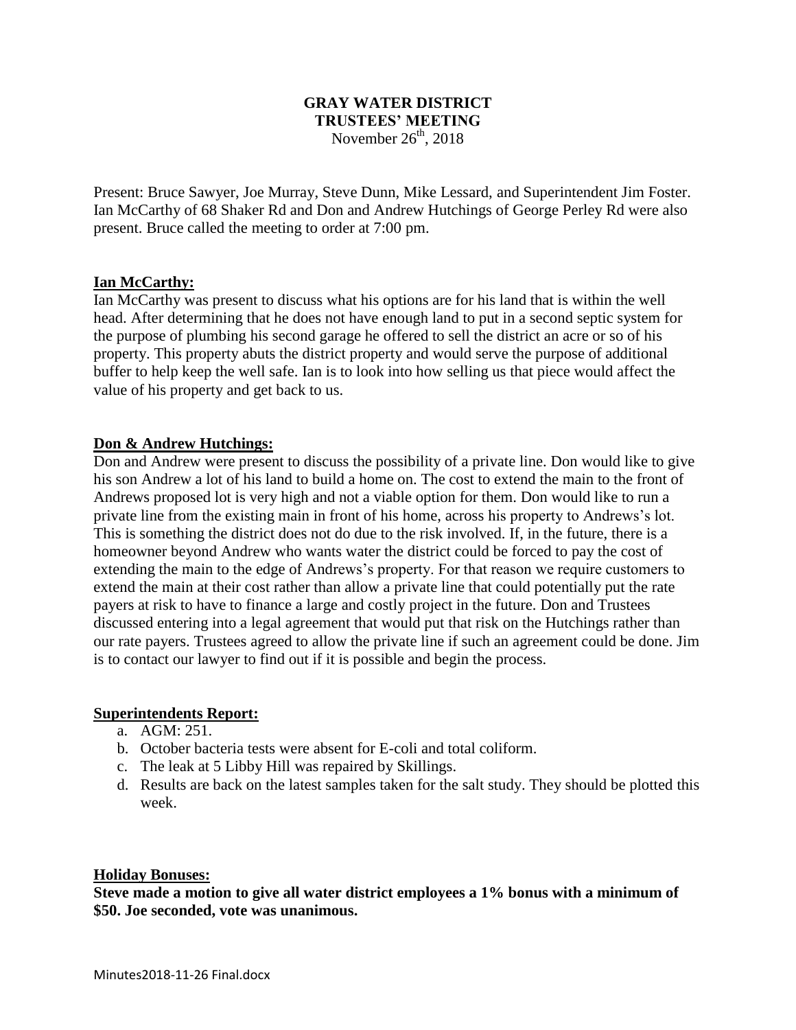# GRAY WATER DISTRICT
## TRUSTEES' MEETING
November 26th, 2018

Present: Bruce Sawyer, Joe Murray, Steve Dunn, Mike Lessard, and Superintendent Jim Foster. Ian McCarthy of 68 Shaker Rd and Don and Andrew Hutchings of George Perley Rd were also present. Bruce called the meeting to order at 7:00 pm.

**Ian McCarthy:**

Ian McCarthy was present to discuss what his options are for his land that is within the well head. After determining that he does not have enough land to put in a second septic system for the purpose of plumbing his second garage he offered to sell the district an acre or so of his property. This property abuts the district property and would serve the purpose of additional buffer to help keep the well safe. Ian is to look into how selling us that piece would affect the value of his property and get back to us.

**Don & Andrew Hutchings:**

Don and Andrew were present to discuss the possibility of a private line. Don would like to give his son Andrew a lot of his land to build a home on. The cost to extend the main to the front of Andrews proposed lot is very high and not a viable option for them. Don would like to run a private line from the existing main in front of his home, across his property to Andrews's lot. This is something the district does not do due to the risk involved. If, in the future, there is a homeowner beyond Andrew who wants water the district could be forced to pay the cost of extending the main to the edge of Andrews's property. For that reason we require customers to extend the main at their cost rather than allow a private line that could potentially put the rate payers at risk to have to finance a large and costly project in the future. Don and Trustees discussed entering into a legal agreement that would put that risk on the Hutchings rather than our rate payers. Trustees agreed to allow the private line if such an agreement could be done. Jim is to contact our lawyer to find out if it is possible and begin the process.

**Superintendents Report:**

a. AGM: 251.
b. October bacteria tests were absent for E-coli and total coliform.
c. The leak at 5 Libby Hill was repaired by Skillings.
d. Results are back on the latest samples taken for the salt study. They should be plotted this week.

**Holiday Bonuses:**

**Steve made a motion to give all water district employees a 1% bonus with a minimum of $50. Joe seconded, vote was unanimous.**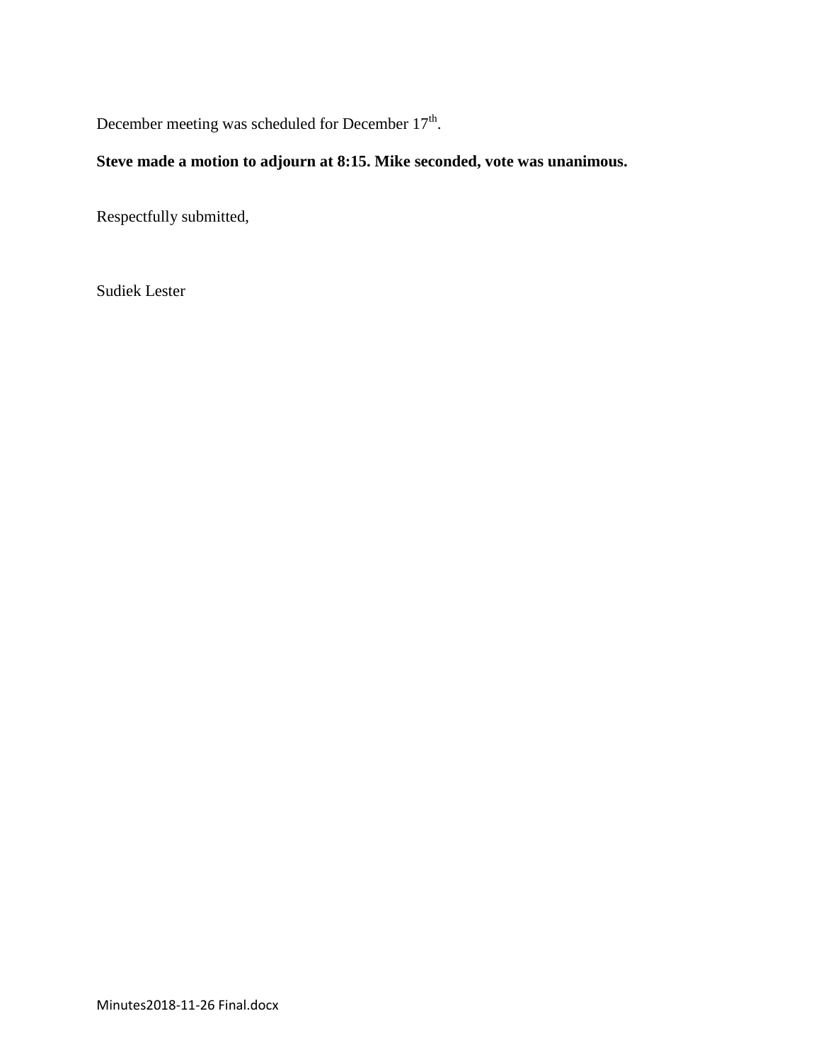December meeting was scheduled for December 17th.

**Steve made a motion to adjourn at 8:15. Mike seconded, vote was unanimous.**

Respectfully submitted,

Sudiek Lester